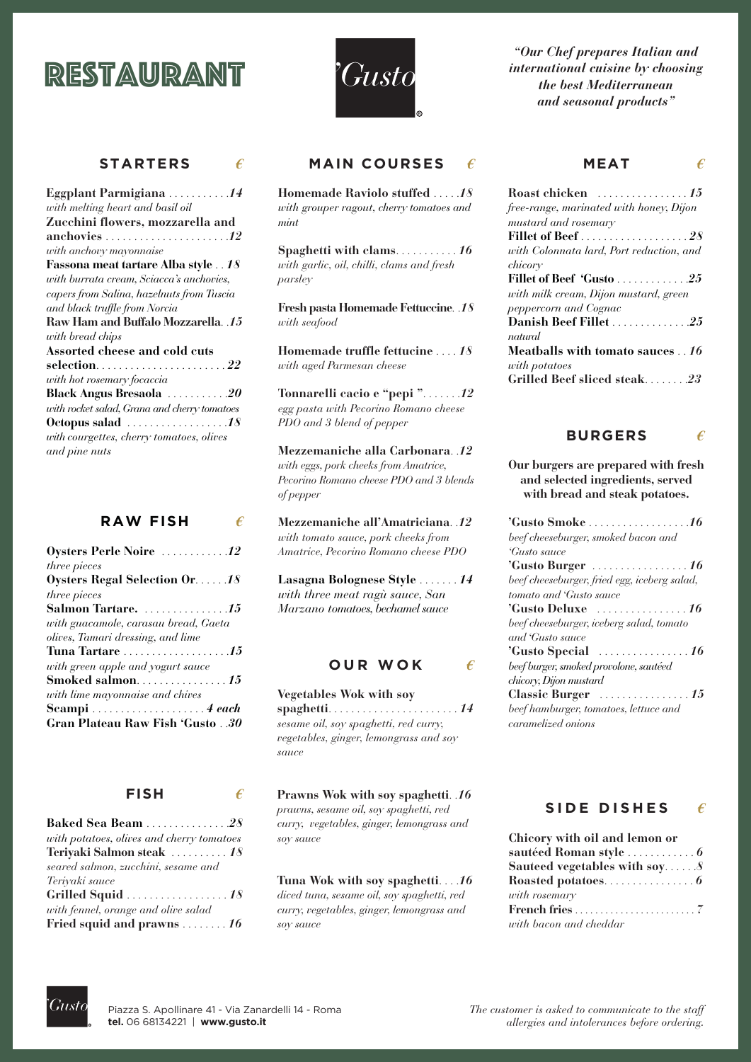# RESTAURANT

'Gusto

*"Our Chef prepares Italian and international cuisine by choosing the best Mediterranean and seasonal products"*

## STARTERS €

**Eggplant Parmigiana** ........... *14*
*with melting heart and basil oil*

**Zucchini flowers, mozzarella and anchovies** ........... *12*
*with anchovy mayonnaise*

**Fassona meat tartare Alba style** .. *18*
*with burrata cream, Sciacca's anchovies, capers from Salina, hazelnuts from Tuscia and black truffle from Norcia*

**Raw Ham and Buffalo Mozzarella** .. *15*
*with bread chips*

**Assorted cheese and cold cuts selection** ........... *22*
*with hot rosemary focaccia*

**Black Angus Bresaola** ........... *20*
*with rocket salad, Grana and cherry tomatoes*

**Octopus salad** ........... *18*
*with courgettes, cherry tomatoes, olives and pine nuts*

## RAW FISH €

**Oysters Perle Noire** ........... *12*
*three pieces*

**Oysters Regal Selection Or** ...... *18*
*three pieces*

**Salmon Tartare.** ........... *15*
*with guacamole, carasau bread, Gaeta olives, Tamari dressing, and lime*

**Tuna Tartare** ........... *15*
*with green apple and yogurt sauce*

**Smoked salmon** ........... *15*
*with lime mayonnaise and chives*

**Scampi** ........... *4 each*

**Gran Plateau Raw Fish 'Gusto** .. *30*

## FISH €

**Baked Sea Beam** ........... *28*
*with potatoes, olives and cherry tomatoes*

**Teriyaki Salmon steak** ........... *18*
*seared salmon, zucchini, sesame and Teriyaki sauce*

**Grilled Squid** ........... *18*
*with fennel, orange and olive salad*

**Fried squid and prawns** ........ *16*

## MAIN COURSES €

**Homemade Raviolo stuffed** ..... *18*
*with grouper ragout, cherry tomatoes and mint*

**Spaghetti with clams** ........... *16*
*with garlic, oil, chilli, clams and fresh parsley*

**Fresh pasta Homemade Fettuccine** .. *18*
*with seafood*

**Homemade truffle fettucine** .... *18*
*with aged Parmesan cheese*

**Tonnarelli cacio e "pepi "** ....... *12*
*egg pasta with Pecorino Romano cheese PDO and 3 blend of pepper*

**Mezzemaniche alla Carbonara** .. *12*
*with eggs, pork cheeks from Amatrice, Pecorino Romano cheese PDO and 3 blends of pepper*

**Mezzemaniche all'Amatriciana** .. *12*
*with tomato sauce, pork cheeks from Amatrice, Pecorino Romano cheese PDO*

**Lasagna Bolognese Style** ....... *14*
*with three meat ragù sauce, San Marzano tomatoes, bechamel sauce*

## OUR WOK €

**Vegetables Wok with soy spaghetti** ........... *14*
*sesame oil, soy spaghetti, red curry, vegetables, ginger, lemongrass and soy sauce*

**Prawns Wok with soy spaghetti** .. *16*
*prawns, sesame oil, soy spaghetti, red curry, vegetables, ginger, lemongrass and soy sauce*

**Tuna Wok with soy spaghetti** .... *16*
*diced tuna, sesame oil, soy spaghetti, red curry, vegetables, ginger, lemongrass and soy sauce*

## MEAT €

**Roast chicken** ........... *15*
*free-range, marinated with honey, Dijon mustard and rosemary*

**Fillet of Beef** ........... *28*
*with Colonnata lard, Port reduction, and chicory*

**Fillet of Beef 'Gusto** ........... *25*
*with milk cream, Dijon mustard, green peppercorn and Cognac*

**Danish Beef Fillet** ........... *25*
*natural*

**Meatballs with tomato sauces** .. *16*
*with potatoes*

**Grilled Beef sliced steak** ........ *23*

## BURGERS €

**Our burgers are prepared with fresh and selected ingredients, served with bread and steak potatoes.**

**'Gusto Smoke** ........... *16*
*beef cheeseburger, smoked bacon and 'Gusto sauce*

**'Gusto Burger** ........... *16*
*beef cheeseburger, fried egg, iceberg salad, tomato and 'Gusto sauce*

**'Gusto Deluxe** ........... *16*
*beef cheeseburger, iceberg salad, tomato and 'Gusto sauce*

**'Gusto Special** ........... *16*
*beef burger, smoked provolone, sautéed chicory, Dijon mustard*

**Classic Burger** ........... *15*
*beef hamburger, tomatoes, lettuce and caramelized onions*

## SIDE DISHES €

**Chicory with oil and lemon or sautéed Roman style** ........... *6*

**Sauteed vegetables with soy** ...... *8*

**Roasted potatoes** ........... *6*
*with rosemary*

**French fries** ........... *7*
*with bacon and cheddar*

'Gusto

Piazza S. Apollinare 41 - Via Zanardelli 14 - Roma
**tel.** 06 68134221 | **www.gusto.it**

*The customer is asked to communicate to the staff allergies and intolerances before ordering.*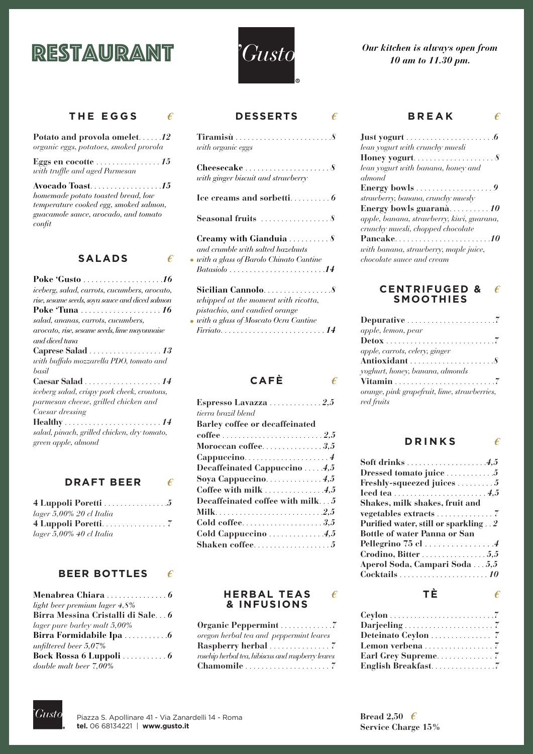# RESTAURANT

'Gusto

*Our kitchen is always open from 10 am to 11.30 pm.*

## THE EGGS €

**Potato and provola omelet** ...... *12*
*organic eggs, potatoes, smoked provola*

**Eggs en cocotte** ................ *15*
*with truffle and aged Parmesan*

**Avocado Toast** .................. *15*
*homemade potato toasted bread, low temperature cooked egg, smoked salmon, guacamole sauce, avocado, and tomato confit*

## SALADS €

**Poke 'Gusto** .................... *16*
*iceberg, salad, carrots, cucumbers, avocato, rise, sesame seeds, soya sauce and diced salmon*

**Poke 'Tuna** .................... *16*
*salad, ananas, carrots, cucumbers, avocato, rise, sesame seeds, lime mayonnaise and diced tuna*

**Caprese Salad** .................. *13*
*with buffalo mozzarella PDO, tomato and basil*

**Caesar Salad** ................... *14*
*iceberg salad, crispy pork cheek, croutons, parmesan cheese, grilled chicken and Caesar dressing*

**Healthy** ........................ *14*
*salad, pinach, grilled chicken, dry tomato, green apple, almond*

## DRAFT BEER €

**4 Luppoli Poretti** ................ *5*
*lager 5,00% 20 cl Italia*

**4 Luppoli Poretti** ................ *7*
*lager 5,00% 40 cl Italia*

## BEER BOTTLES €

**Menabrea Chiara** ............... *6*
*light beer premium lager 4,8%*

**Birra Messina Cristalli di Sale** ... *6*
*lager pure barley malt 5,00%*

**Birra Formidabile Ipa** ........... *6*
*unfiltered beer 5,07%*

**Bock Rossa 6 Luppoli** ........... *6*
*double malt beer 7,00%*

## DESSERTS €

**Tiramisù** ........................ *8*
*with organic eggs*

**Cheesecake** ..................... *8*
*with ginger biscuit and strawberry*

**Ice creams and sorbetti** .......... *6*

**Seasonal fruits** ................. *8*

**Creamy with Gianduia** .......... *8*
*and crumble with salted hazelnuts*
- *with a glass of Barolo Chinato Cantine Batasiolo* ........................ *14*

**Sicilian Cannolo** ................. *8*
*whipped at the moment with ricotta, pistachio, and candied orange*
- *with a glass of Moscato Ocra Cantine Firriato* .......................... *14*

## CAFÈ €

**Espresso Lavazza** ............. *2,5*
*tierra brazil blend*

**Barley coffee or decaffeinated coffee** ......................... *2,5*

**Moroccan coffee** ............... *3,5*

**Cappuccino** ..................... *4*

**Decaffeinated Cappuccino** ..... *4,5*

**Soya Cappuccino** .............. *4,5*

**Coffee with milk** ............... *4,5*

**Decaffeinated coffee with milk** ... *5*

**Milk** .......................... *2,5*

**Cold coffee** .................... *3,5*

**Cold Cappuccino** .............. *4,5*

**Shaken coffee** ................... *5*

## HERBAL TEAS & INFUSIONS €

**Organic Peppermint** ............. *7*
*oregon herbal tea and peppermint leaves*

**Raspberry herbal** ................ *7*
*rosehip herbal tea, hibiscus and raspberry leaves*

**Chamomile** ..................... *7*

## BREAK €

**Just yogurt** ...................... *6*
*lean yogurt with crunchy muesli*

**Honey yogurt** .................... *8*
*lean yogurt with banana, honey and almond*

**Energy bowls** ................... *9*
*strawberry, banana, crunchy muesly*

**Energy bowls guaranà** .......... *10*
*apple, banana, strawberry, kiwi, guarana, crunchy muesli, chopped chocolate*

**Pancake** ........................ *10*
*with banana, strawberry, maple juice, chocolate sauce and cream*

## CENTRIFUGED & SMOOTHIES €

**Depurative** ...................... *7*
*apple, lemon, pear*

**Detox** .......................... *7*
*apple, carrots, celery, ginger*

**Antioxidant** ..................... *8*
*yoghurt, honey, banana, almonds*

**Vitamin** ......................... *7*
*orange, pink grapefruit, lime, strawberries, red fruits*

## DRINKS €

**Soft drinks** .................... *4,5*

**Dressed tomato juice** ............ *5*

**Freshly-squeezed juices** ......... *5*

**Iced tea** ....................... *4,5*

**Shakes, milk shakes, fruit and vegetables extracts** .............. *7*

**Purified water, still or sparkling** .. *2*

**Bottle of water Panna or San Pellegrino 75 cl** ................ *4*

**Crodino, Bitter** ................ *5,5*

**Aperol Soda, Campari Soda** ... *5,5*

**Cocktails** ...................... *10*

## TÈ €

**Ceylon** .......................... *7*

**Darjeeling** ...................... *7*

**Deteinato Ceylon** ............... *7*

**Lemon verbena** ................. *7*

**Earl Grey Supreme** .............. *7*

**English Breakfast** ............... *7*

---

'Gusto

Piazza S. Apollinare 41 - Via Zanardelli 14 - Roma
**tel.** 06 68134221 | **www.gusto.it**

**Bread 2,50 €**
**Service Charge 15%**